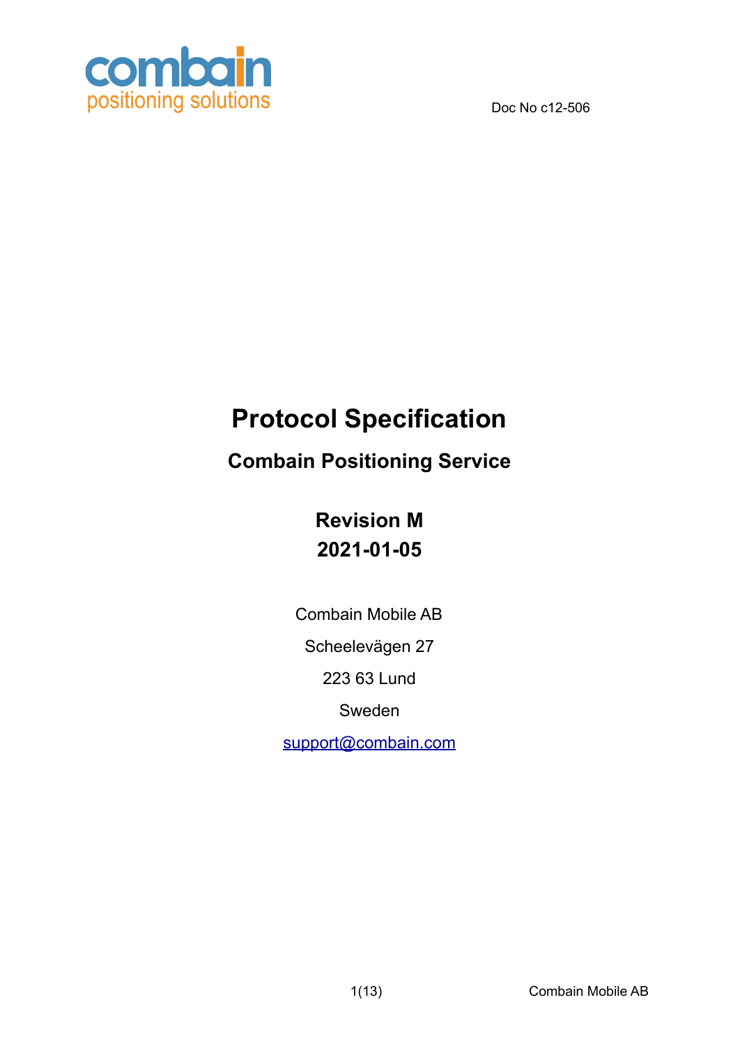combain
positioning solutions

Doc No c12-506

# Protocol Specification

## Combain Positioning Service

**Revision M**
**2021-01-05**

Combain Mobile AB

Scheelevägen 27

223 63 Lund

Sweden

support@combain.com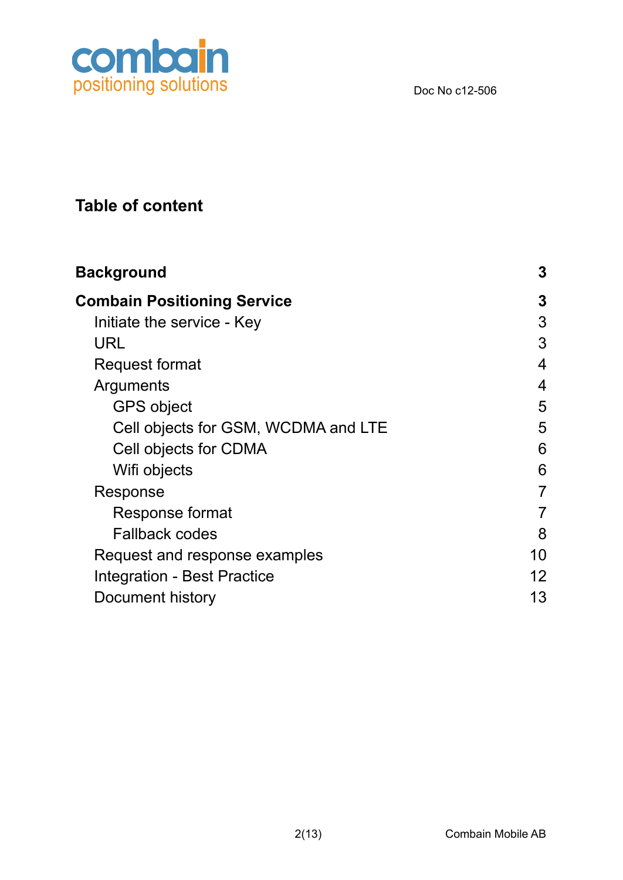## Table of content

| | |
|---|---|
| **Background** | **3** |
| **Combain Positioning Service** | **3** |
| Initiate the service - Key | 3 |
| URL | 3 |
| Request format | 4 |
| Arguments | 4 |
| GPS object | 5 |
| Cell objects for GSM, WCDMA and LTE | 5 |
| Cell objects for CDMA | 6 |
| Wifi objects | 6 |
| Response | 7 |
| Response format | 7 |
| Fallback codes | 8 |
| Request and response examples | 10 |
| Integration - Best Practice | 12 |
| Document history | 13 |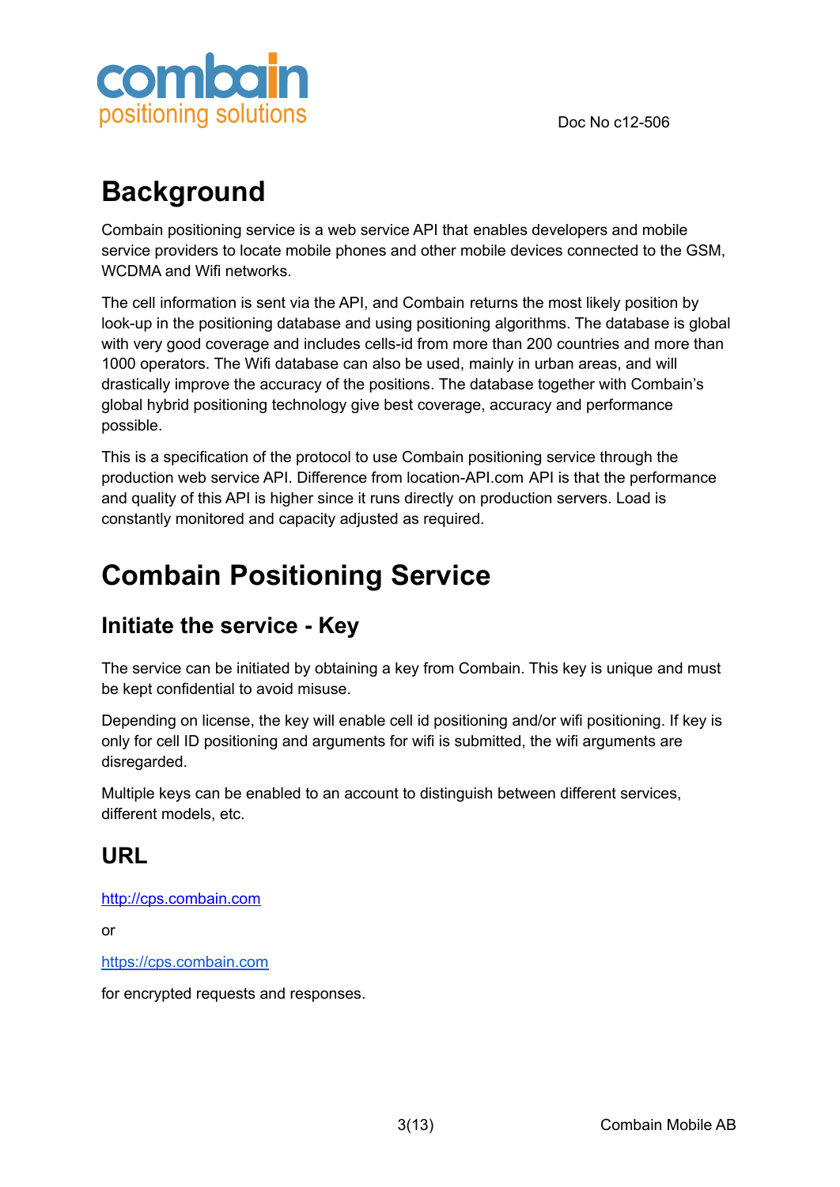# Background

Combain positioning service is a web service API that enables developers and mobile service providers to locate mobile phones and other mobile devices connected to the GSM, WCDMA and Wifi networks.

The cell information is sent via the API, and Combain returns the most likely position by look-up in the positioning database and using positioning algorithms. The database is global with very good coverage and includes cells-id from more than 200 countries and more than 1000 operators. The Wifi database can also be used, mainly in urban areas, and will drastically improve the accuracy of the positions. The database together with Combain's global hybrid positioning technology give best coverage, accuracy and performance possible.

This is a specification of the protocol to use Combain positioning service through the production web service API. Difference from location-API.com API is that the performance and quality of this API is higher since it runs directly on production servers. Load is constantly monitored and capacity adjusted as required.

# Combain Positioning Service

## Initiate the service - Key

The service can be initiated by obtaining a key from Combain. This key is unique and must be kept confidential to avoid misuse.

Depending on license, the key will enable cell id positioning and/or wifi positioning. If key is only for cell ID positioning and arguments for wifi is submitted, the wifi arguments are disregarded.

Multiple keys can be enabled to an account to distinguish between different services, different models, etc.

## URL

http://cps.combain.com

or

https://cps.combain.com

for encrypted requests and responses.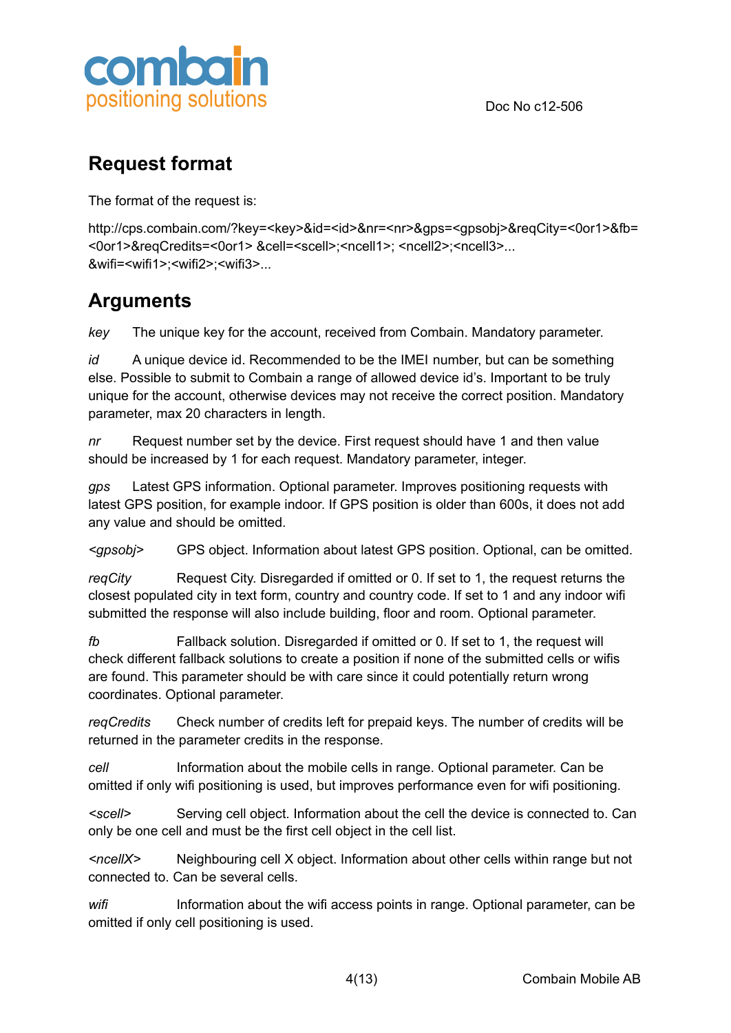## Request format

The format of the request is:

http://cps.combain.com/?key=<key>&id=<id>&nr=<nr>&gps=<gpsobj>&reqCity=<0or1>&fb=<0or1>&reqCredits=<0or1> &cell=<scell>;<ncell1>; <ncell2>;<ncell3>...&wifi=<wifi1>;<wifi2>;<wifi3>...

## Arguments

*key* The unique key for the account, received from Combain. Mandatory parameter.

*id* A unique device id. Recommended to be the IMEI number, but can be something else. Possible to submit to Combain a range of allowed device id's. Important to be truly unique for the account, otherwise devices may not receive the correct position. Mandatory parameter, max 20 characters in length.

*nr* Request number set by the device. First request should have 1 and then value should be increased by 1 for each request. Mandatory parameter, integer.

*gps* Latest GPS information. Optional parameter. Improves positioning requests with latest GPS position, for example indoor. If GPS position is older than 600s, it does not add any value and should be omitted.

*<gpsobj>* GPS object. Information about latest GPS position. Optional, can be omitted.

*reqCity* Request City. Disregarded if omitted or 0. If set to 1, the request returns the closest populated city in text form, country and country code. If set to 1 and any indoor wifi submitted the response will also include building, floor and room. Optional parameter.

*fb* Fallback solution. Disregarded if omitted or 0. If set to 1, the request will check different fallback solutions to create a position if none of the submitted cells or wifis are found. This parameter should be with care since it could potentially return wrong coordinates. Optional parameter.

*reqCredits* Check number of credits left for prepaid keys. The number of credits will be returned in the parameter credits in the response.

*cell* Information about the mobile cells in range. Optional parameter. Can be omitted if only wifi positioning is used, but improves performance even for wifi positioning.

*<scell>* Serving cell object. Information about the cell the device is connected to. Can only be one cell and must be the first cell object in the cell list.

*<ncellX>* Neighbouring cell X object. Information about other cells within range but not connected to. Can be several cells.

*wifi* Information about the wifi access points in range. Optional parameter, can be omitted if only cell positioning is used.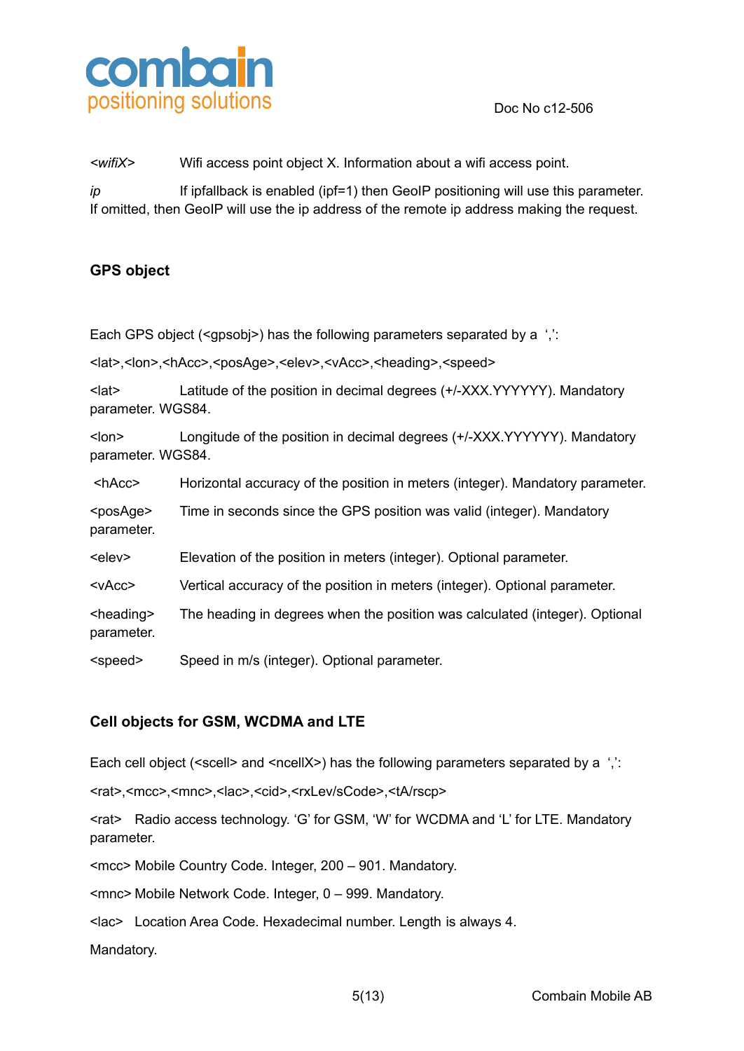*<wifiX>* Wifi access point object X. Information about a wifi access point.

*ip* If ipfallback is enabled (ipf=1) then GeoIP positioning will use this parameter. If omitted, then GeoIP will use the ip address of the remote ip address making the request.

### GPS object

Each GPS object (<gpsobj>) has the following parameters separated by a ‘,’:

<lat>,<lon>,<hAcc>,<posAge>,<elev>,<vAcc>,<heading>,<speed>

<lat> Latitude of the position in decimal degrees (+/-XXX.YYYYYY). Mandatory parameter. WGS84.

<lon> Longitude of the position in decimal degrees (+/-XXX.YYYYYY). Mandatory parameter. WGS84.

<hAcc> Horizontal accuracy of the position in meters (integer). Mandatory parameter.

<posAge> Time in seconds since the GPS position was valid (integer). Mandatory parameter.

<elev> Elevation of the position in meters (integer). Optional parameter.

<vAcc> Vertical accuracy of the position in meters (integer). Optional parameter.

<heading> The heading in degrees when the position was calculated (integer). Optional parameter.

<speed> Speed in m/s (integer). Optional parameter.

### Cell objects for GSM, WCDMA and LTE

Each cell object (<scell> and <ncellX>) has the following parameters separated by a ‘,’:

<rat>,<mcc>,<mnc>,<lac>,<cid>,<rxLev/sCode>,<tA/rscp>

<rat> Radio access technology. ‘G’ for GSM, ‘W’ for WCDMA and ‘L’ for LTE. Mandatory parameter.

<mcc> Mobile Country Code. Integer, 200 – 901. Mandatory.

<mnc> Mobile Network Code. Integer, 0 – 999. Mandatory.

<lac> Location Area Code. Hexadecimal number. Length is always 4.

Mandatory.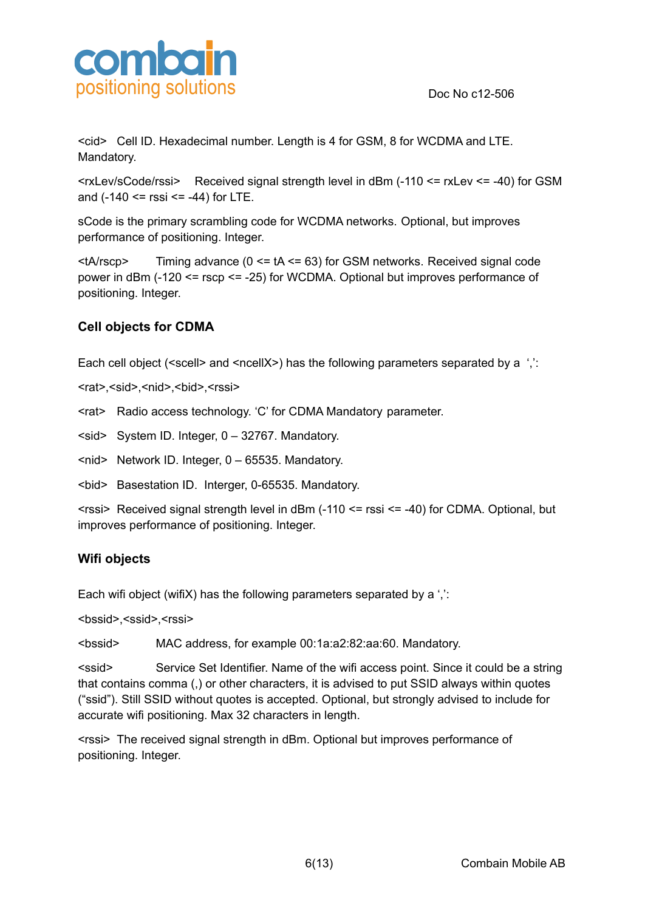<cid>  Cell ID. Hexadecimal number. Length is 4 for GSM, 8 for WCDMA and LTE. Mandatory.

<rxLev/sCode/rssi>  Received signal strength level in dBm (-110 <= rxLev <= -40) for GSM and (-140 <= rssi <= -44) for LTE.

sCode is the primary scrambling code for WCDMA networks. Optional, but improves performance of positioning. Integer.

<tA/rscp>  Timing advance (0 <= tA <= 63) for GSM networks. Received signal code power in dBm (-120 <= rscp <= -25) for WCDMA. Optional but improves performance of positioning. Integer.

### Cell objects for CDMA

Each cell object (<scell> and <ncellX>) has the following parameters separated by a ',':

<rat>,<sid>,<nid>,<bid>,<rssi>

<rat>  Radio access technology. 'C' for CDMA Mandatory parameter.

<sid>  System ID. Integer, 0 – 32767. Mandatory.

<nid>  Network ID. Integer, 0 – 65535. Mandatory.

<bid>  Basestation ID. Interger, 0-65535. Mandatory.

<rssi>  Received signal strength level in dBm (-110 <= rssi <= -40) for CDMA. Optional, but improves performance of positioning. Integer.

### Wifi objects

Each wifi object (wifiX) has the following parameters separated by a ',':

<bssid>,<ssid>,<rssi>

<bssid>  MAC address, for example 00:1a:a2:82:aa:60. Mandatory.

<ssid>  Service Set Identifier. Name of the wifi access point. Since it could be a string that contains comma (,) or other characters, it is advised to put SSID always within quotes ("ssid"). Still SSID without quotes is accepted. Optional, but strongly advised to include for accurate wifi positioning. Max 32 characters in length.

<rssi>  The received signal strength in dBm. Optional but improves performance of positioning. Integer.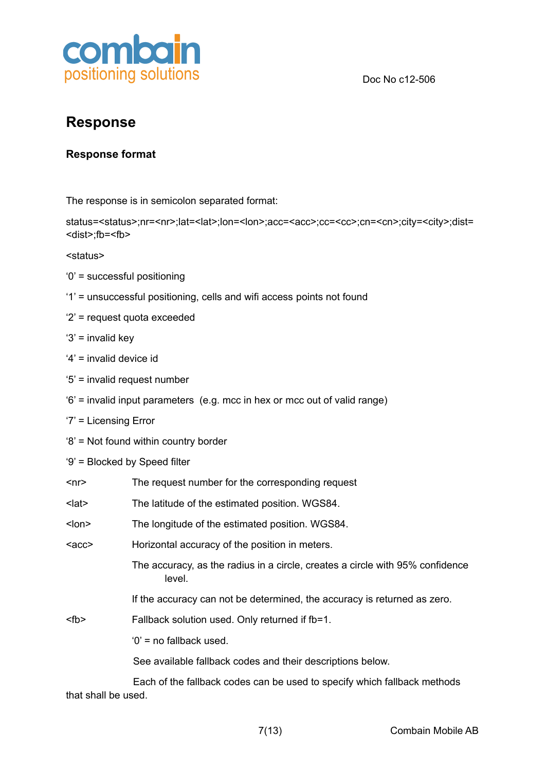## Response

### Response format

The response is in semicolon separated format:

status=<status>;nr=<nr>;lat=<lat>;lon=<lon>;acc=<acc>;cc=<cc>;cn=<cn>;city=<city>;dist=<dist>;fb=<fb>

<status>

'0' = successful positioning

'1' = unsuccessful positioning, cells and wifi access points not found

'2' = request quota exceeded

'3' = invalid key

'4' = invalid device id

'5' = invalid request number

'6' = invalid input parameters (e.g. mcc in hex or mcc out of valid range)

'7' = Licensing Error

'8' = Not found within country border

'9' = Blocked by Speed filter

<nr> The request number for the corresponding request

<lat> The latitude of the estimated position. WGS84.

<lon> The longitude of the estimated position. WGS84.

<acc> Horizontal accuracy of the position in meters.

The accuracy, as the radius in a circle, creates a circle with 95% confidence level.

If the accuracy can not be determined, the accuracy is returned as zero.

<fb> Fallback solution used. Only returned if fb=1.

'0' = no fallback used.

See available fallback codes and their descriptions below.

Each of the fallback codes can be used to specify which fallback methods that shall be used.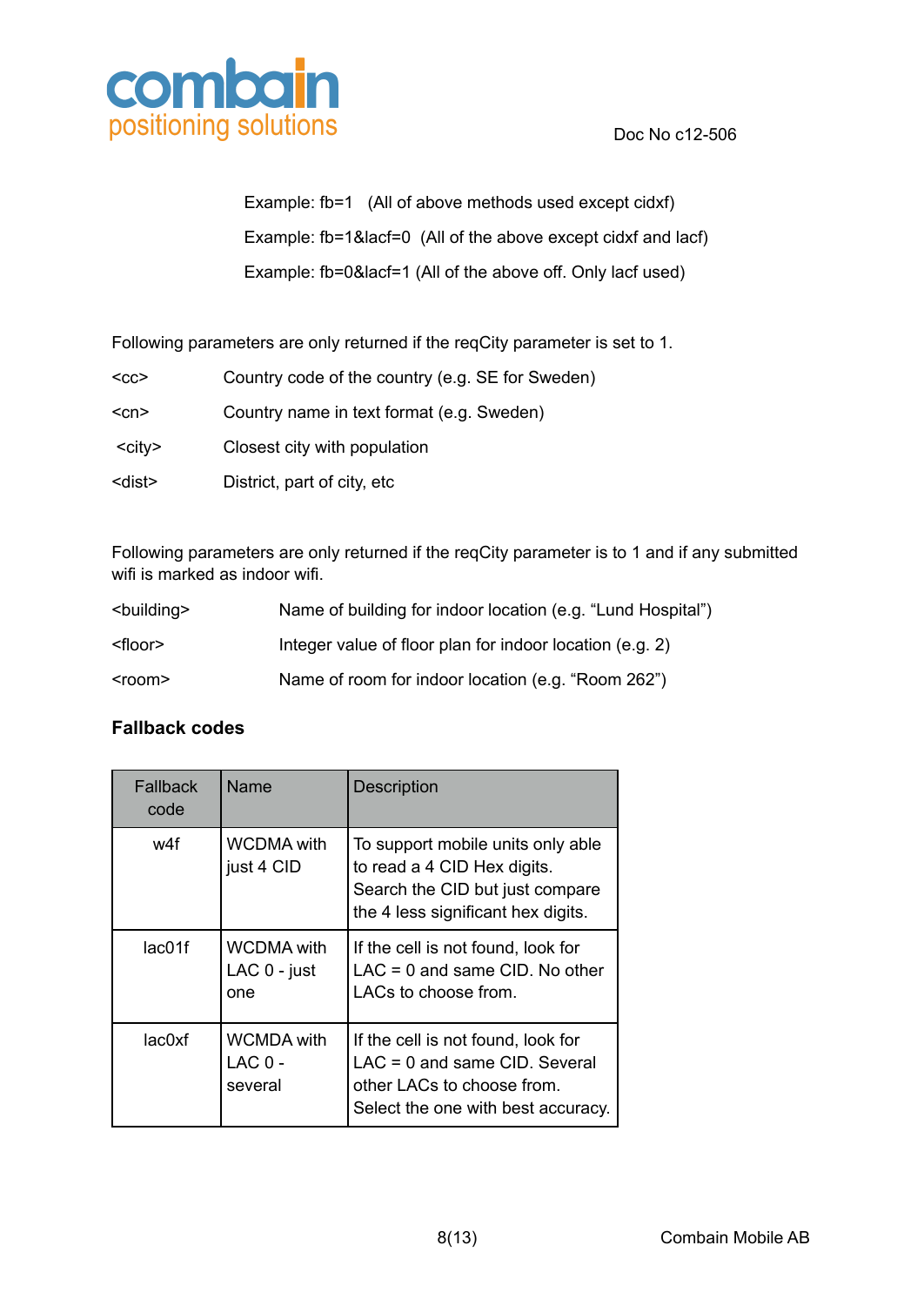Example: fb=1   (All of above methods used except cidxf)

Example: fb=1&lacf=0  (All of the above except cidxf and lacf)

Example: fb=0&lacf=1 (All of the above off. Only lacf used)

Following parameters are only returned if the reqCity parameter is set to 1.

| | |
|---|---|
| <cc> | Country code of the country (e.g. SE for Sweden) |
| <cn> | Country name in text format (e.g. Sweden) |
| <city> | Closest city with population |
| <dist> | District, part of city, etc |

Following parameters are only returned if the reqCity parameter is to 1 and if any submitted wifi is marked as indoor wifi.

| | |
|---|---|
| <building> | Name of building for indoor location (e.g. “Lund Hospital”) |
| <floor> | Integer value of floor plan for indoor location (e.g. 2) |
| <room> | Name of room for indoor location (e.g. “Room 262”) |

**Fallback codes**

| Fallback code | Name | Description |
|---|---|---|
| w4f | WCDMA with just 4 CID | To support mobile units only able to read a 4 CID Hex digits. Search the CID but just compare the 4 less significant hex digits. |
| lac01f | WCDMA with LAC 0 - just one | If the cell is not found, look for LAC = 0 and same CID. No other LACs to choose from. |
| lac0xf | WCMDA with LAC 0 - several | If the cell is not found, look for LAC = 0 and same CID. Several other LACs to choose from. Select the one with best accuracy. |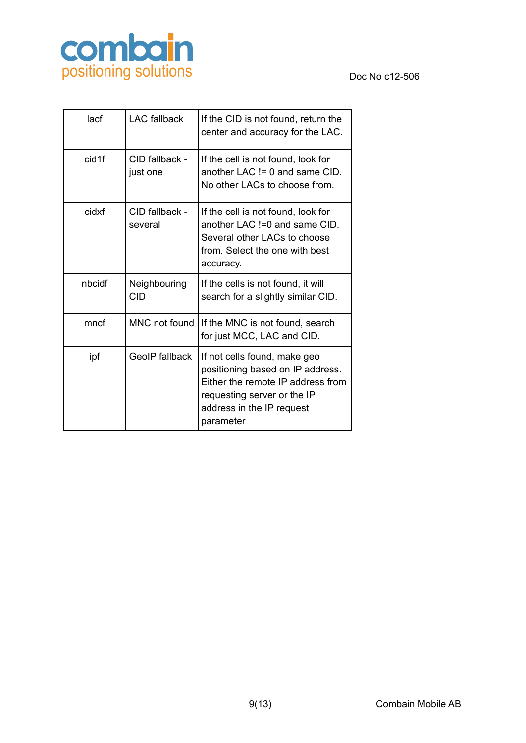| lacf | LAC fallback | If the CID is not found, return the center and accuracy for the LAC. |
|---|---|---|
| cid1f | CID fallback - just one | If the cell is not found, look for another LAC != 0 and same CID. No other LACs to choose from. |
| cidxf | CID fallback - several | If the cell is not found, look for another LAC !=0 and same CID. Several other LACs to choose from. Select the one with best accuracy. |
| nbcidf | Neighbouring CID | If the cells is not found, it will search for a slightly similar CID. |
| mncf | MNC not found | If the MNC is not found, search for just MCC, LAC and CID. |
| ipf | GeoIP fallback | If not cells found, make geo positioning based on IP address. Either the remote IP address from requesting server or the IP address in the IP request parameter |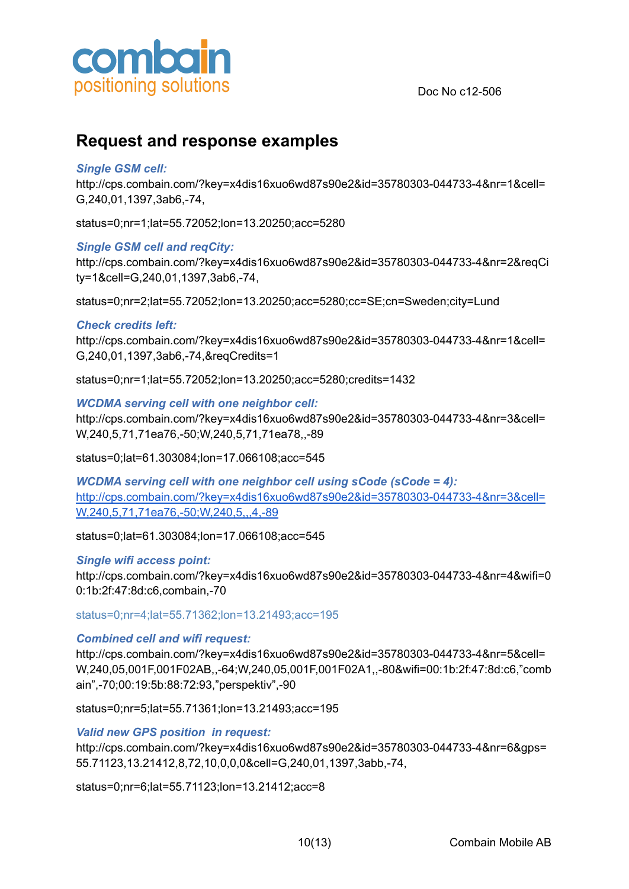## Request and response examples

***Single GSM cell:***

http://cps.combain.com/?key=x4dis16xuo6wd87s90e2&id=35780303-044733-4&nr=1&cell=G,240,01,1397,3ab6,-74,

status=0;nr=1;lat=55.72052;lon=13.20250;acc=5280

***Single GSM cell and reqCity:***

http://cps.combain.com/?key=x4dis16xuo6wd87s90e2&id=35780303-044733-4&nr=2&reqCity=1&cell=G,240,01,1397,3ab6,-74,

status=0;nr=2;lat=55.72052;lon=13.20250;acc=5280;cc=SE;cn=Sweden;city=Lund

***Check credits left:***

http://cps.combain.com/?key=x4dis16xuo6wd87s90e2&id=35780303-044733-4&nr=1&cell=G,240,01,1397,3ab6,-74,&reqCredits=1

status=0;nr=1;lat=55.72052;lon=13.20250;acc=5280;credits=1432

***WCDMA serving cell with one neighbor cell:***

http://cps.combain.com/?key=x4dis16xuo6wd87s90e2&id=35780303-044733-4&nr=3&cell=W,240,5,71,71ea76,-50;W,240,5,71,71ea78,,-89

status=0;lat=61.303084;lon=17.066108;acc=545

***WCDMA serving cell with one neighbor cell using sCode (sCode = 4):***

http://cps.combain.com/?key=x4dis16xuo6wd87s90e2&id=35780303-044733-4&nr=3&cell=W,240,5,71,71ea76,-50;W,240,5,,,4,-89

status=0;lat=61.303084;lon=17.066108;acc=545

***Single wifi access point:***

http://cps.combain.com/?key=x4dis16xuo6wd87s90e2&id=35780303-044733-4&nr=4&wifi=00:1b:2f:47:8d:c6,combain,-70

status=0;nr=4;lat=55.71362;lon=13.21493;acc=195

***Combined cell and wifi request:***

http://cps.combain.com/?key=x4dis16xuo6wd87s90e2&id=35780303-044733-4&nr=5&cell=W,240,05,001F,001F02AB,,-64;W,240,05,001F,001F02A1,,-80&wifi=00:1b:2f:47:8d:c6,"combain",-70;00:19:5b:88:72:93,"perspektiv",-90

status=0;nr=5;lat=55.71361;lon=13.21493;acc=195

***Valid new GPS position in request:***

http://cps.combain.com/?key=x4dis16xuo6wd87s90e2&id=35780303-044733-4&nr=6&gps=55.71123,13.21412,8,72,10,0,0,0&cell=G,240,01,1397,3abb,-74,

status=0;nr=6;lat=55.71123;lon=13.21412;acc=8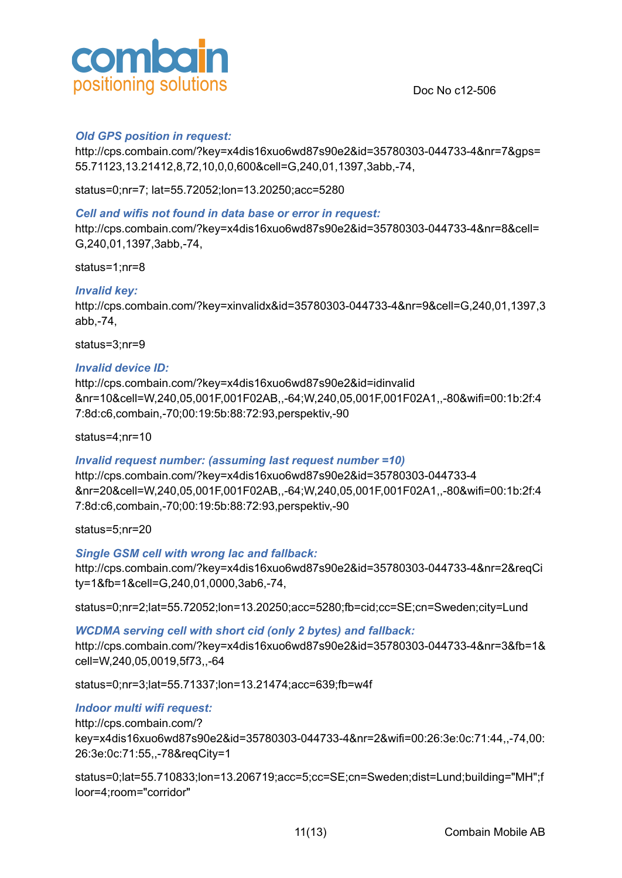***Old GPS position in request:***

http://cps.combain.com/?key=x4dis16xuo6wd87s90e2&id=35780303-044733-4&nr=7&gps=55.71123,13.21412,8,72,10,0,0,600&cell=G,240,01,1397,3abb,-74,

status=0;nr=7; lat=55.72052;lon=13.20250;acc=5280

***Cell and wifis not found in data base or error in request:***

http://cps.combain.com/?key=x4dis16xuo6wd87s90e2&id=35780303-044733-4&nr=8&cell=G,240,01,1397,3abb,-74,

status=1;nr=8

***Invalid key:***

http://cps.combain.com/?key=xinvalidx&id=35780303-044733-4&nr=9&cell=G,240,01,1397,3abb,-74,

status=3;nr=9

***Invalid device ID:***

http://cps.combain.com/?key=x4dis16xuo6wd87s90e2&id=idinvalid&nr=10&cell=W,240,05,001F,001F02AB,,-64;W,240,05,001F,001F02A1,,-80&wifi=00:1b:2f:47:8d:c6,combain,-70;00:19:5b:88:72:93,perspektiv,-90

status=4;nr=10

***Invalid request number: (assuming last request number =10)***

http://cps.combain.com/?key=x4dis16xuo6wd87s90e2&id=35780303-044733-4&nr=20&cell=W,240,05,001F,001F02AB,,-64;W,240,05,001F,001F02A1,,-80&wifi=00:1b:2f:47:8d:c6,combain,-70;00:19:5b:88:72:93,perspektiv,-90

status=5;nr=20

***Single GSM cell with wrong lac and fallback:***

http://cps.combain.com/?key=x4dis16xuo6wd87s90e2&id=35780303-044733-4&nr=2&reqCity=1&fb=1&cell=G,240,01,0000,3ab6,-74,

status=0;nr=2;lat=55.72052;lon=13.20250;acc=5280;fb=cid;cc=SE;cn=Sweden;city=Lund

***WCDMA serving cell with short cid (only 2 bytes) and fallback:***

http://cps.combain.com/?key=x4dis16xuo6wd87s90e2&id=35780303-044733-4&nr=3&fb=1&cell=W,240,05,0019,5f73,,-64

status=0;nr=3;lat=55.71337;lon=13.21474;acc=639;fb=w4f

***Indoor multi wifi request:***

http://cps.combain.com/?key=x4dis16xuo6wd87s90e2&id=35780303-044733-4&nr=2&wifi=00:26:3e:0c:71:44,,-74,00:26:3e:0c:71:55,,-78&reqCity=1

status=0;lat=55.710833;lon=13.206719;acc=5;cc=SE;cn=Sweden;dist=Lund;building="MH";floor=4;room="corridor"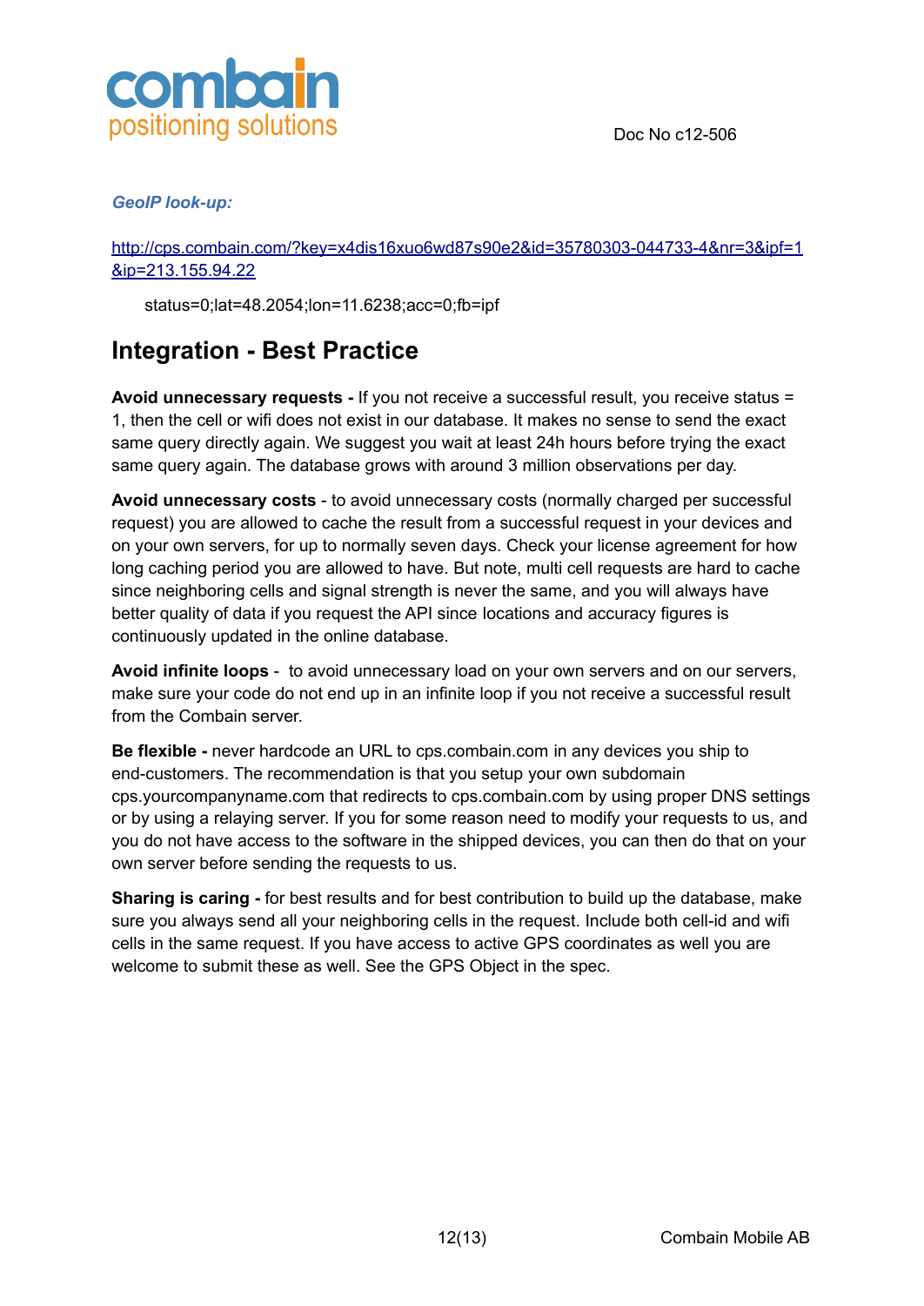***GeoIP look-up:***

[http://cps.combain.com/?key=x4dis16xuo6wd87s90e2&id=35780303-044733-4&nr=3&ipf=1&ip=213.155.94.22](http://cps.combain.com/?key=x4dis16xuo6wd87s90e2&id=35780303-044733-4&nr=3&ipf=1&ip=213.155.94.22)

status=0;lat=48.2054;lon=11.6238;acc=0;fb=ipf

## Integration - Best Practice

**Avoid unnecessary requests -** If you not receive a successful result, you receive status = 1, then the cell or wifi does not exist in our database. It makes no sense to send the exact same query directly again. We suggest you wait at least 24h hours before trying the exact same query again. The database grows with around 3 million observations per day.

**Avoid unnecessary costs** - to avoid unnecessary costs (normally charged per successful request) you are allowed to cache the result from a successful request in your devices and on your own servers, for up to normally seven days. Check your license agreement for how long caching period you are allowed to have. But note, multi cell requests are hard to cache since neighboring cells and signal strength is never the same, and you will always have better quality of data if you request the API since locations and accuracy figures is continuously updated in the online database.

**Avoid infinite loops** - to avoid unnecessary load on your own servers and on our servers, make sure your code do not end up in an infinite loop if you not receive a successful result from the Combain server.

**Be flexible -** never hardcode an URL to cps.combain.com in any devices you ship to end-customers. The recommendation is that you setup your own subdomain cps.yourcompanyname.com that redirects to cps.combain.com by using proper DNS settings or by using a relaying server. If you for some reason need to modify your requests to us, and you do not have access to the software in the shipped devices, you can then do that on your own server before sending the requests to us.

**Sharing is caring -** for best results and for best contribution to build up the database, make sure you always send all your neighboring cells in the request. Include both cell-id and wifi cells in the same request. If you have access to active GPS coordinates as well you are welcome to submit these as well. See the GPS Object in the spec.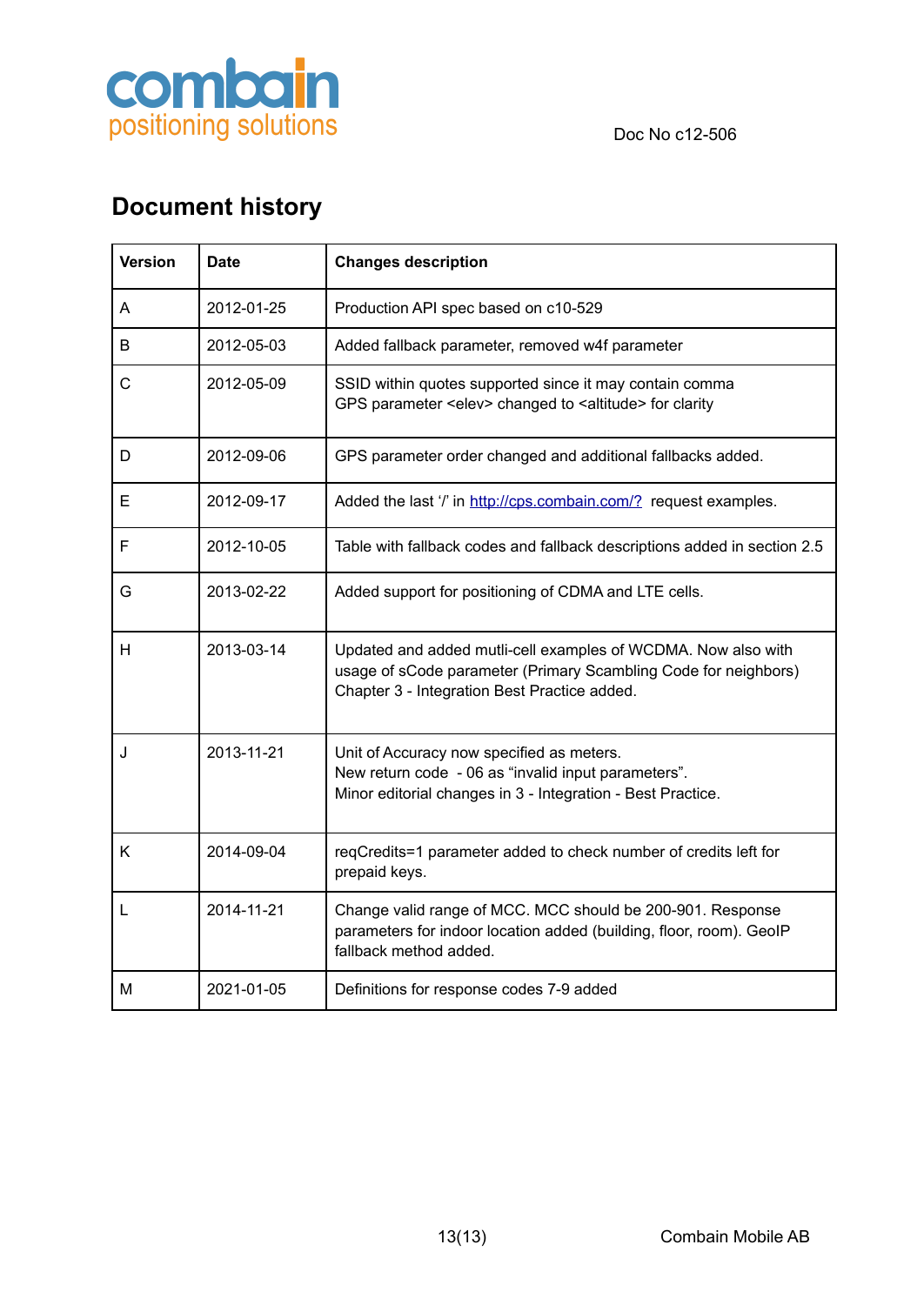Doc No c12-506

## Document history

| Version | Date | Changes description |
|---|---|---|
| A | 2012-01-25 | Production API spec based on c10-529 |
| B | 2012-05-03 | Added fallback parameter, removed w4f parameter |
| C | 2012-05-09 | SSID within quotes supported since it may contain comma<br>GPS parameter <elev> changed to <altitude> for clarity |
| D | 2012-09-06 | GPS parameter order changed and additional fallbacks added. |
| E | 2012-09-17 | Added the last '/' in http://cps.combain.com/? request examples. |
| F | 2012-10-05 | Table with fallback codes and fallback descriptions added in section 2.5 |
| G | 2013-02-22 | Added support for positioning of CDMA and LTE cells. |
| H | 2013-03-14 | Updated and added mutli-cell examples of WCDMA. Now also with usage of sCode parameter (Primary Scambling Code for neighbors)<br>Chapter 3 - Integration Best Practice added. |
| J | 2013-11-21 | Unit of Accuracy now specified as meters.<br>New return code - 06 as "invalid input parameters".<br>Minor editorial changes in 3 - Integration - Best Practice. |
| K | 2014-09-04 | reqCredits=1 parameter added to check number of credits left for prepaid keys. |
| L | 2014-11-21 | Change valid range of MCC. MCC should be 200-901. Response parameters for indoor location added (building, floor, room). GeoIP fallback method added. |
| M | 2021-01-05 | Definitions for response codes 7-9 added |